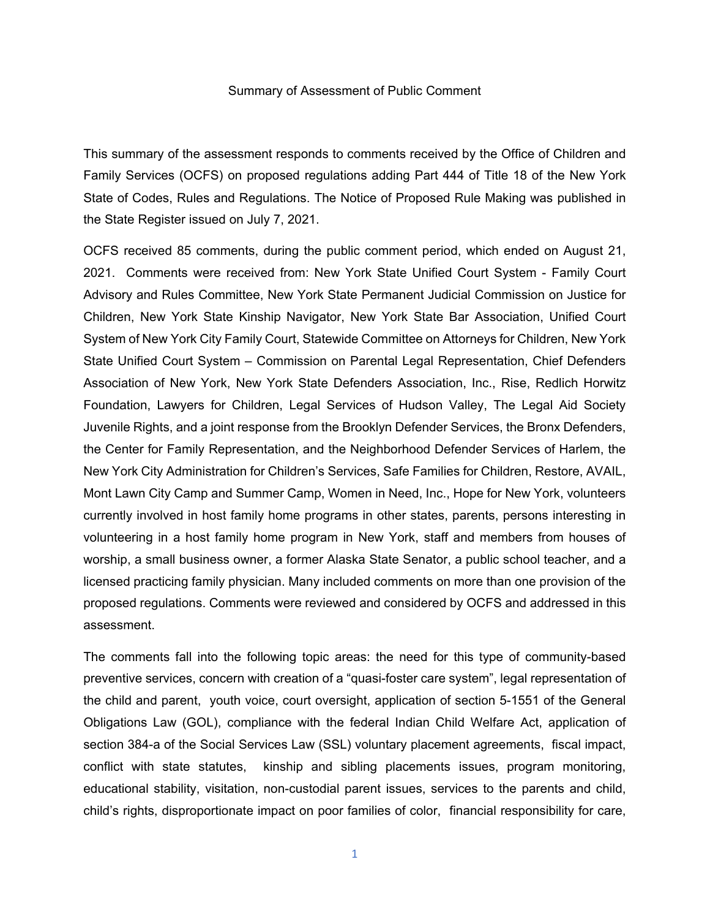# Summary of Assessment of Public Comment

This summary of the assessment responds to comments received by the Office of Children and Family Services (OCFS) on proposed regulations adding Part 444 of Title 18 of the New York State of Codes, Rules and Regulations. The Notice of Proposed Rule Making was published in the State Register issued on July 7, 2021.

OCFS received 85 comments, during the public comment period, which ended on August 21, 2021. Comments were received from: New York State Unified Court System - Family Court Advisory and Rules Committee, New York State Permanent Judicial Commission on Justice for Children, New York State Kinship Navigator, New York State Bar Association, Unified Court System of New York City Family Court, Statewide Committee on Attorneys for Children, New York State Unified Court System – Commission on Parental Legal Representation, Chief Defenders Association of New York, New York State Defenders Association, Inc., Rise, Redlich Horwitz Foundation, Lawyers for Children, Legal Services of Hudson Valley, The Legal Aid Society Juvenile Rights, and a joint response from the Brooklyn Defender Services, the Bronx Defenders, the Center for Family Representation, and the Neighborhood Defender Services of Harlem, the New York City Administration for Children's Services, Safe Families for Children, Restore, AVAIL, Mont Lawn City Camp and Summer Camp, Women in Need, Inc., Hope for New York, volunteers currently involved in host family home programs in other states, parents, persons interesting in volunteering in a host family home program in New York, staff and members from houses of worship, a small business owner, a former Alaska State Senator, a public school teacher, and a licensed practicing family physician. Many included comments on more than one provision of the proposed regulations. Comments were reviewed and considered by OCFS and addressed in this assessment.

The comments fall into the following topic areas: the need for this type of community-based preventive services, concern with creation of a "quasi-foster care system", legal representation of the child and parent, youth voice, court oversight, application of section 5-1551 of the General Obligations Law (GOL), compliance with the federal Indian Child Welfare Act, application of section 384-a of the Social Services Law (SSL) voluntary placement agreements, fiscal impact, conflict with state statutes, kinship and sibling placements issues, program monitoring, educational stability, visitation, non-custodial parent issues, services to the parents and child, child's rights, disproportionate impact on poor families of color, financial responsibility for care,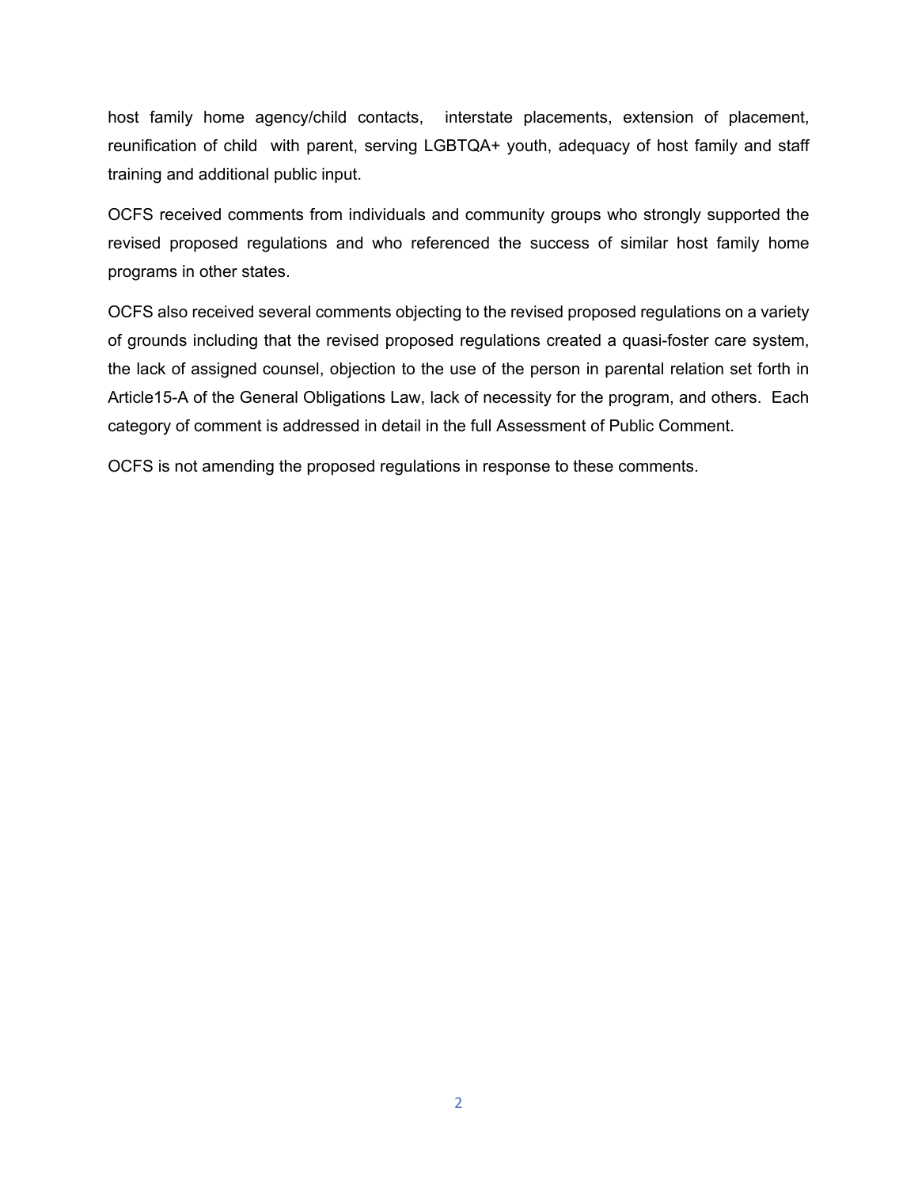host family home agency/child contacts, interstate placements, extension of placement, reunification of child with parent, serving LGBTQA+ youth, adequacy of host family and staff training and additional public input.

OCFS received comments from individuals and community groups who strongly supported the revised proposed regulations and who referenced the success of similar host family home programs in other states.

OCFS also received several comments objecting to the revised proposed regulations on a variety of grounds including that the revised proposed regulations created a quasi-foster care system, the lack of assigned counsel, objection to the use of the person in parental relation set forth in Article15-A of the General Obligations Law, lack of necessity for the program, and others. Each category of comment is addressed in detail in the full Assessment of Public Comment.

OCFS is not amending the proposed regulations in response to these comments.